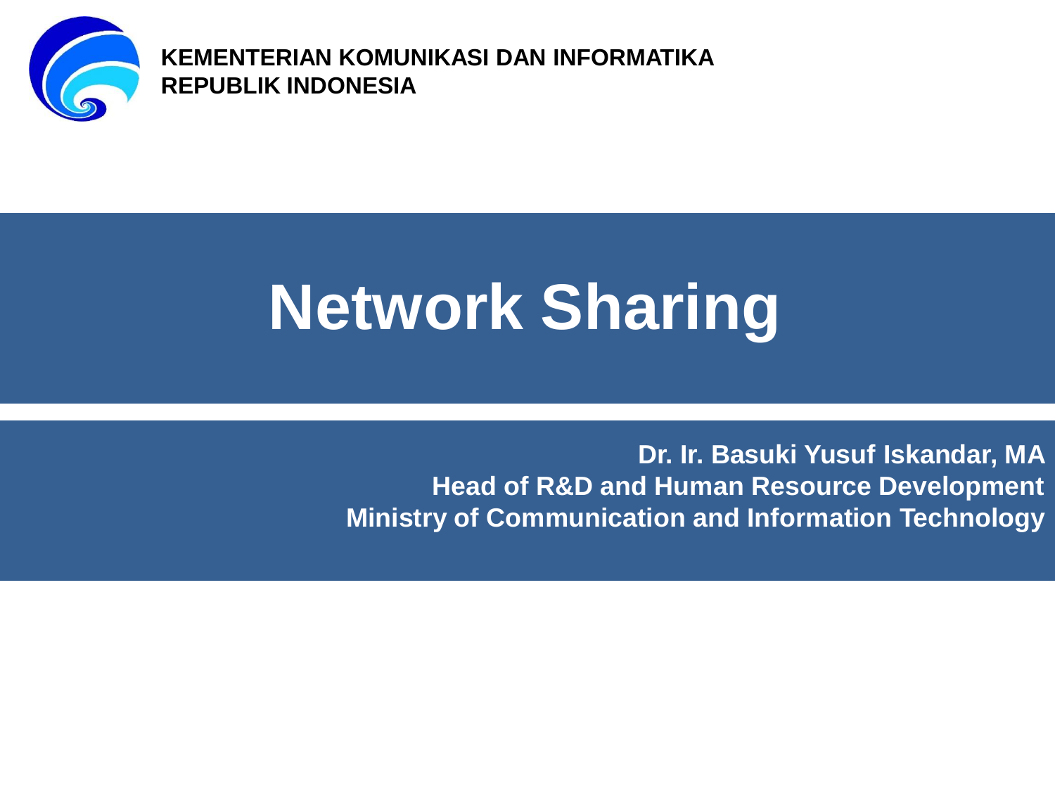**KEMENTERIAN KOMUNIKASI DAN INFORMATIKA**
**REPUBLIK INDONESIA**

# Network Sharing

**Dr. Ir. Basuki Yusuf Iskandar, MA**
**Head of R&D and Human Resource Development**
**Ministry of Communication and Information Technology**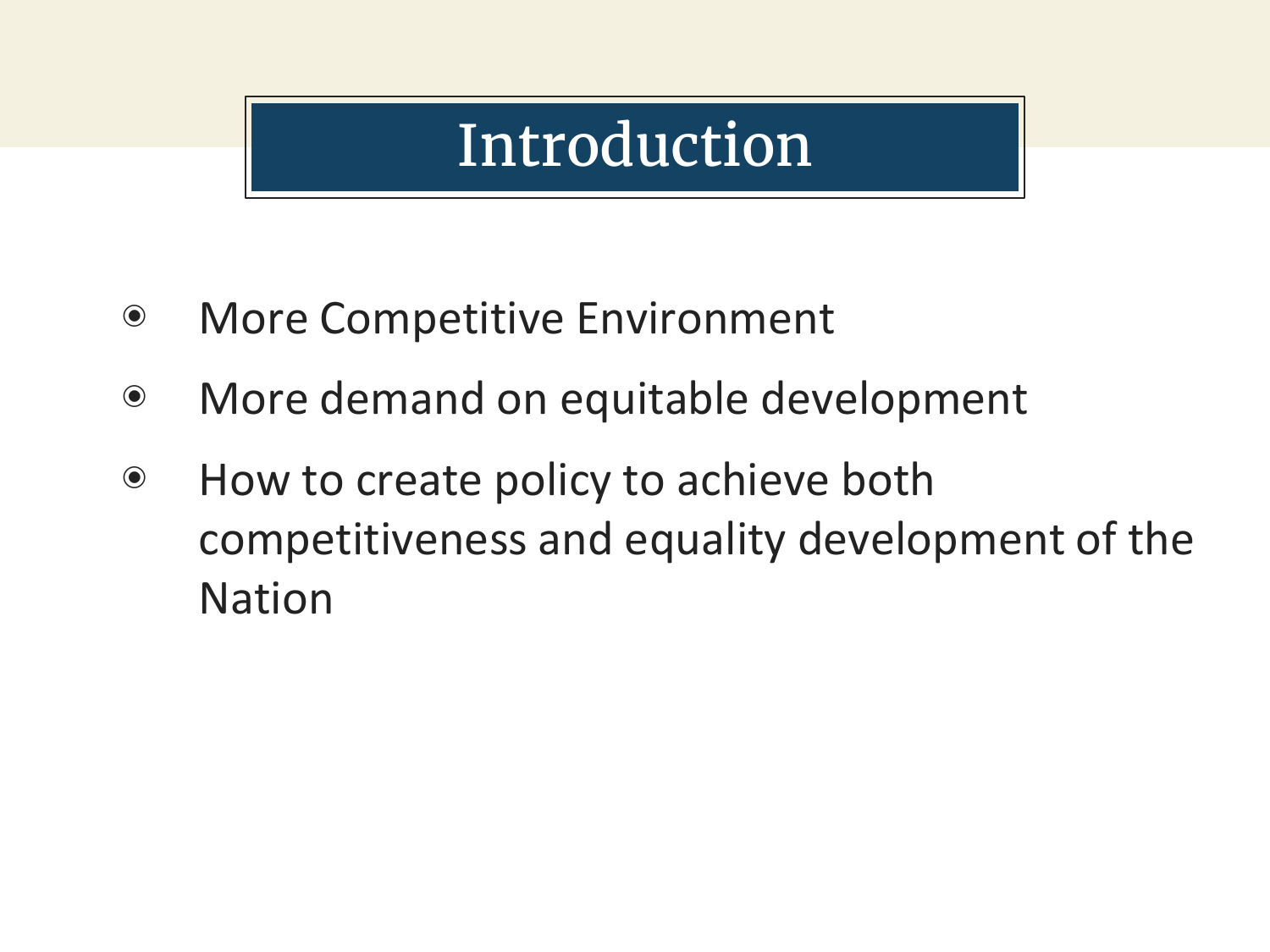# Introduction

- More Competitive Environment
- More demand on equitable development
- How to create policy to achieve both competitiveness and equality development of the Nation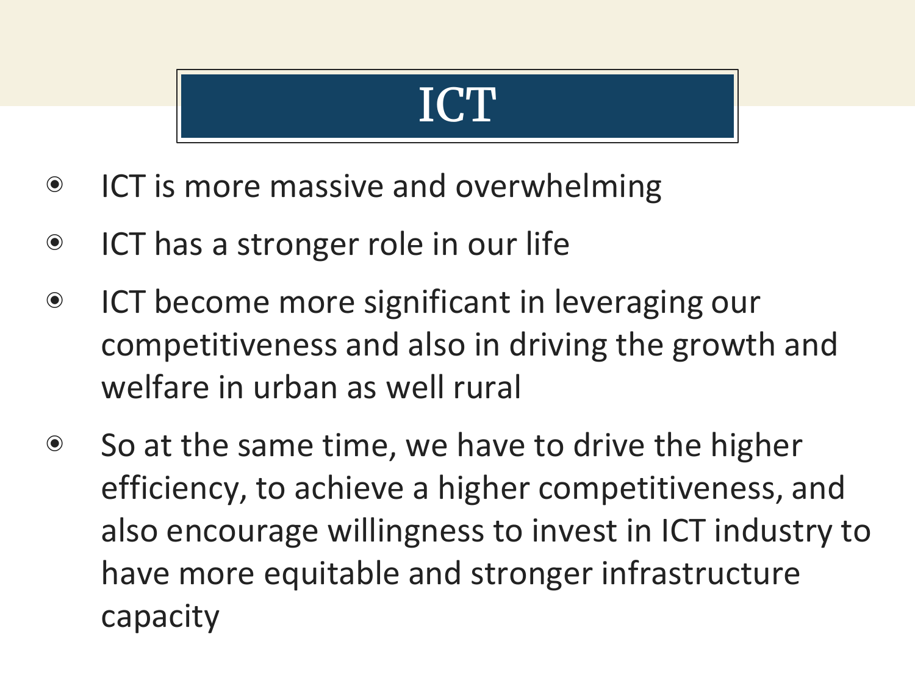# ICT

- ICT is more massive and overwhelming
- ICT has a stronger role in our life
- ICT become more significant in leveraging our competitiveness and also in driving the growth and welfare in urban as well rural
- So at the same time, we have to drive the higher efficiency, to achieve a higher competitiveness, and also encourage willingness to invest in ICT industry to have more equitable and stronger infrastructure capacity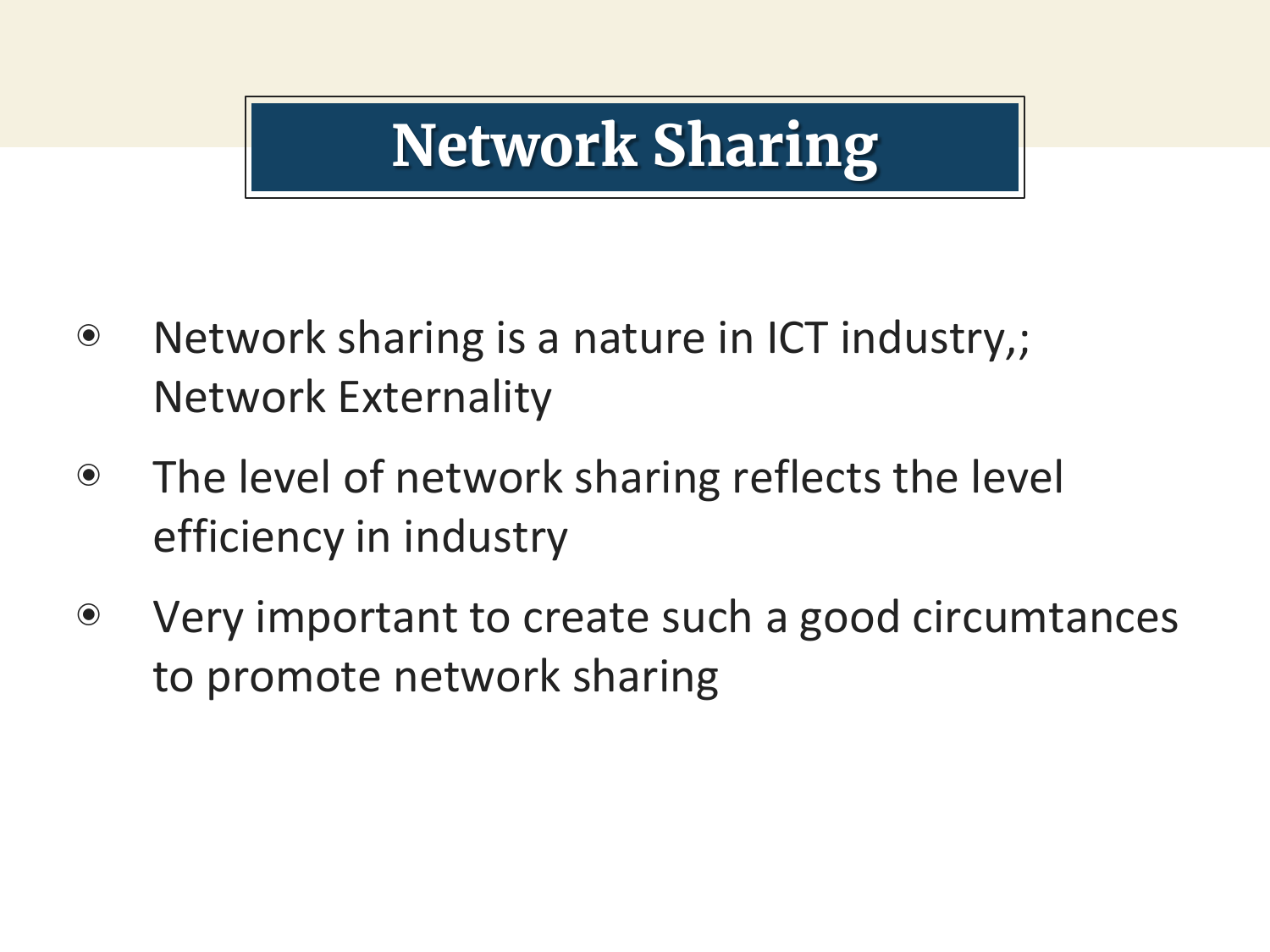# Network Sharing

- Network sharing is a nature in ICT industry,; Network Externality
- The level of network sharing reflects the level efficiency in industry
- Very important to create such a good circumtances to promote network sharing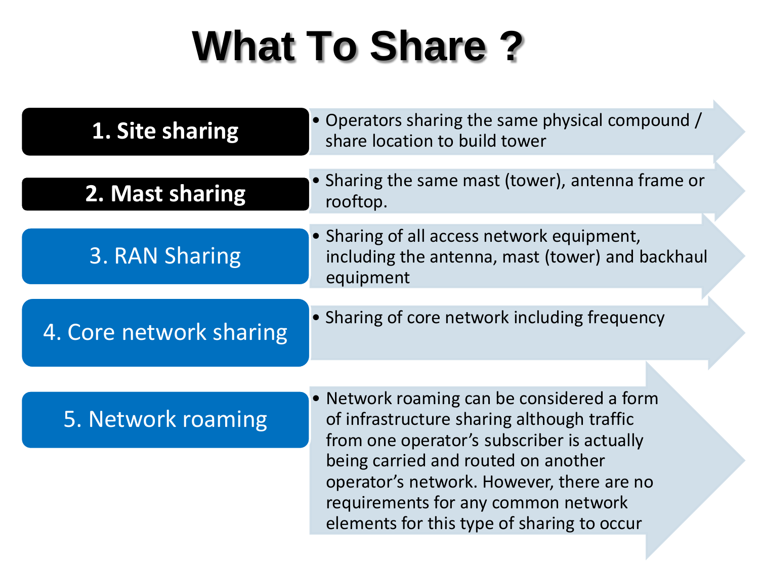# What To Share ?

| Type | Description |
| --- | --- |
| **1. Site sharing** | Operators sharing the same physical compound / share location to build tower |
| **2. Mast sharing** | Sharing the same mast (tower), antenna frame or rooftop. |
| 3. RAN Sharing | Sharing of all access network equipment, including the antenna, mast (tower) and backhaul equipment |
| 4. Core network sharing | Sharing of core network including frequency |
| 5. Network roaming | Network roaming can be considered a form of infrastructure sharing although traffic from one operator's subscriber is actually being carried and routed on another operator's network. However, there are no requirements for any common network elements for this type of sharing to occur |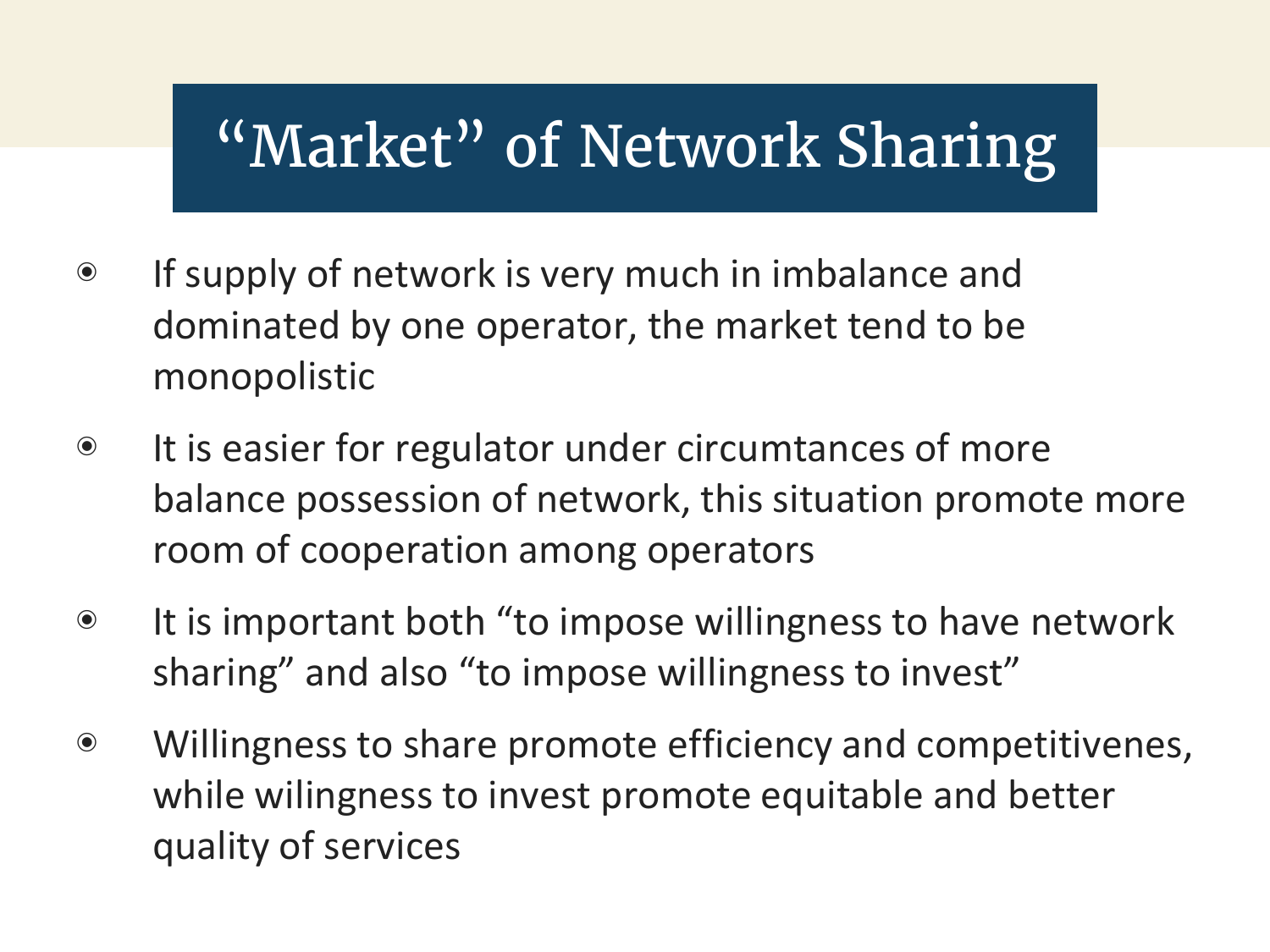# “Market” of Network Sharing

- If supply of network is very much in imbalance and dominated by one operator, the market tend to be monopolistic
- It is easier for regulator under circumtances of more balance possession of network, this situation promote more room of cooperation among operators
- It is important both “to impose willingness to have network sharing” and also “to impose willingness to invest”
- Willingness to share promote efficiency and competitivenes, while wilingness to invest promote equitable and better quality of services